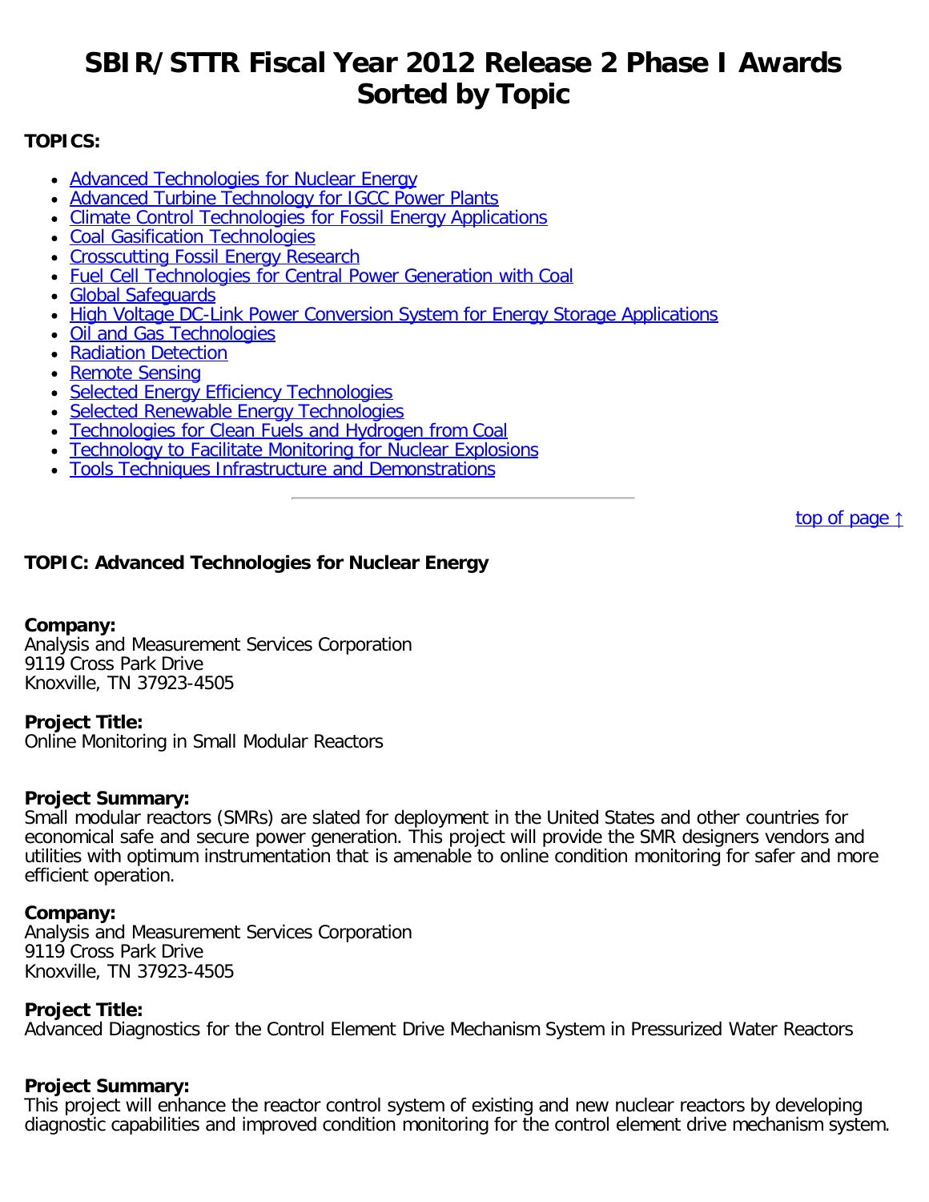# SBIR/STTR Fiscal Year 2012 Release 2 Phase I Awards Sorted by Topic

**TOPICS:**

- Advanced Technologies for Nuclear Energy
- Advanced Turbine Technology for IGCC Power Plants
- Climate Control Technologies for Fossil Energy Applications
- Coal Gasification Technologies
- Crosscutting Fossil Energy Research
- Fuel Cell Technologies for Central Power Generation with Coal
- Global Safeguards
- High Voltage DC-Link Power Conversion System for Energy Storage Applications
- Oil and Gas Technologies
- Radiation Detection
- Remote Sensing
- Selected Energy Efficiency Technologies
- Selected Renewable Energy Technologies
- Technologies for Clean Fuels and Hydrogen from Coal
- Technology to Facilitate Monitoring for Nuclear Explosions
- Tools Techniques Infrastructure and Demonstrations

---

top of page ↑

### TOPIC: Advanced Technologies for Nuclear Energy

**Company:**
Analysis and Measurement Services Corporation
9119 Cross Park Drive
Knoxville, TN 37923-4505

**Project Title:**
Online Monitoring in Small Modular Reactors

**Project Summary:**
Small modular reactors (SMRs) are slated for deployment in the United States and other countries for economical safe and secure power generation. This project will provide the SMR designers vendors and utilities with optimum instrumentation that is amenable to online condition monitoring for safer and more efficient operation.

**Company:**
Analysis and Measurement Services Corporation
9119 Cross Park Drive
Knoxville, TN 37923-4505

**Project Title:**
Advanced Diagnostics for the Control Element Drive Mechanism System in Pressurized Water Reactors

**Project Summary:**
This project will enhance the reactor control system of existing and new nuclear reactors by developing diagnostic capabilities and improved condition monitoring for the control element drive mechanism system.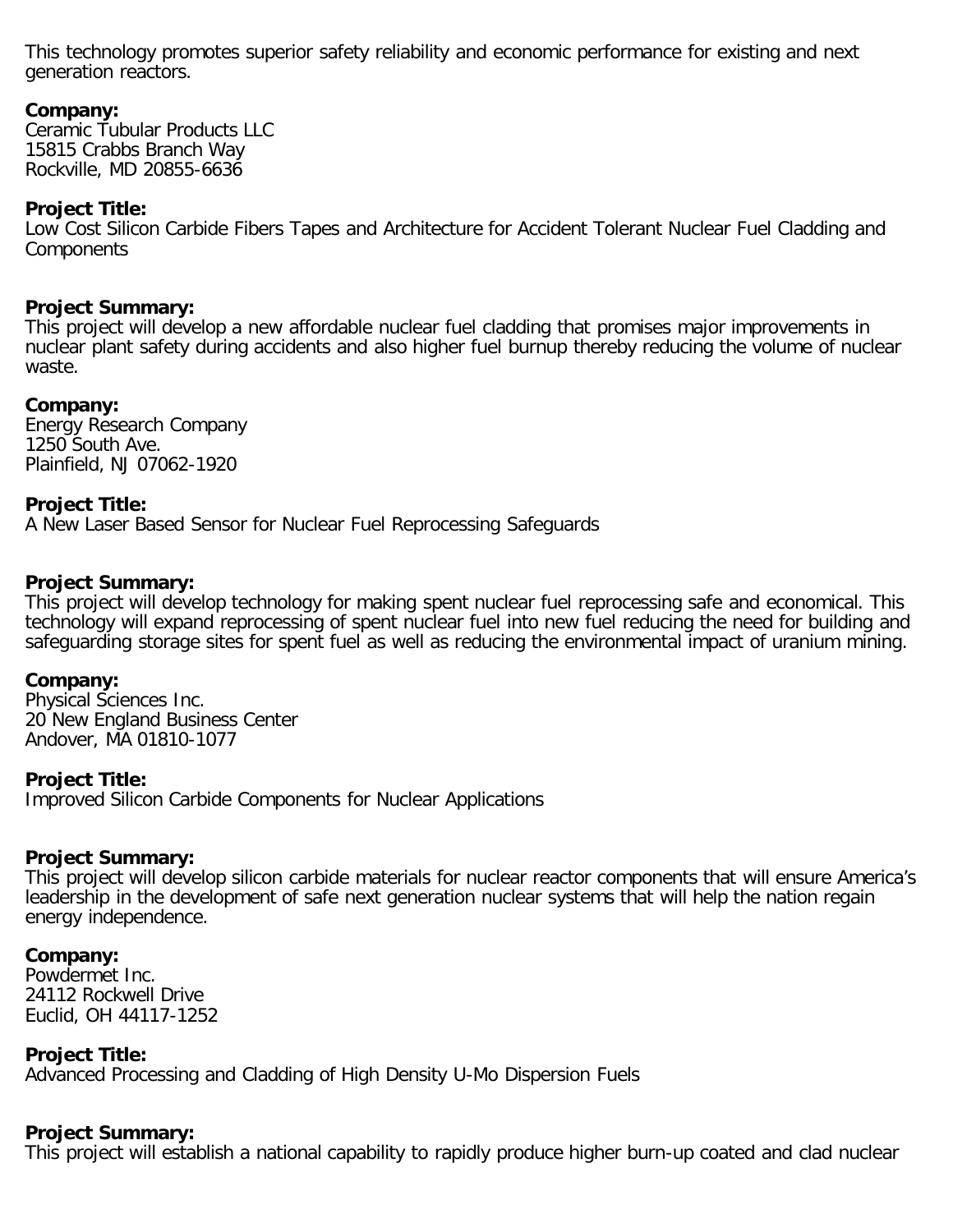This technology promotes superior safety reliability and economic performance for existing and next generation reactors.

**Company:**
Ceramic Tubular Products LLC
15815 Crabbs Branch Way
Rockville, MD 20855-6636

**Project Title:**
Low Cost Silicon Carbide Fibers Tapes and Architecture for Accident Tolerant Nuclear Fuel Cladding and Components

**Project Summary:**
This project will develop a new affordable nuclear fuel cladding that promises major improvements in nuclear plant safety during accidents and also higher fuel burnup thereby reducing the volume of nuclear waste.

**Company:**
Energy Research Company
1250 South Ave.
Plainfield, NJ 07062-1920

**Project Title:**
A New Laser Based Sensor for Nuclear Fuel Reprocessing Safeguards

**Project Summary:**
This project will develop technology for making spent nuclear fuel reprocessing safe and economical. This technology will expand reprocessing of spent nuclear fuel into new fuel reducing the need for building and safeguarding storage sites for spent fuel as well as reducing the environmental impact of uranium mining.

**Company:**
Physical Sciences Inc.
20 New England Business Center
Andover, MA 01810-1077

**Project Title:**
Improved Silicon Carbide Components for Nuclear Applications

**Project Summary:**
This project will develop silicon carbide materials for nuclear reactor components that will ensure America's leadership in the development of safe next generation nuclear systems that will help the nation regain energy independence.

**Company:**
Powdermet Inc.
24112 Rockwell Drive
Euclid, OH 44117-1252

**Project Title:**
Advanced Processing and Cladding of High Density U-Mo Dispersion Fuels

**Project Summary:**
This project will establish a national capability to rapidly produce higher burn-up coated and clad nuclear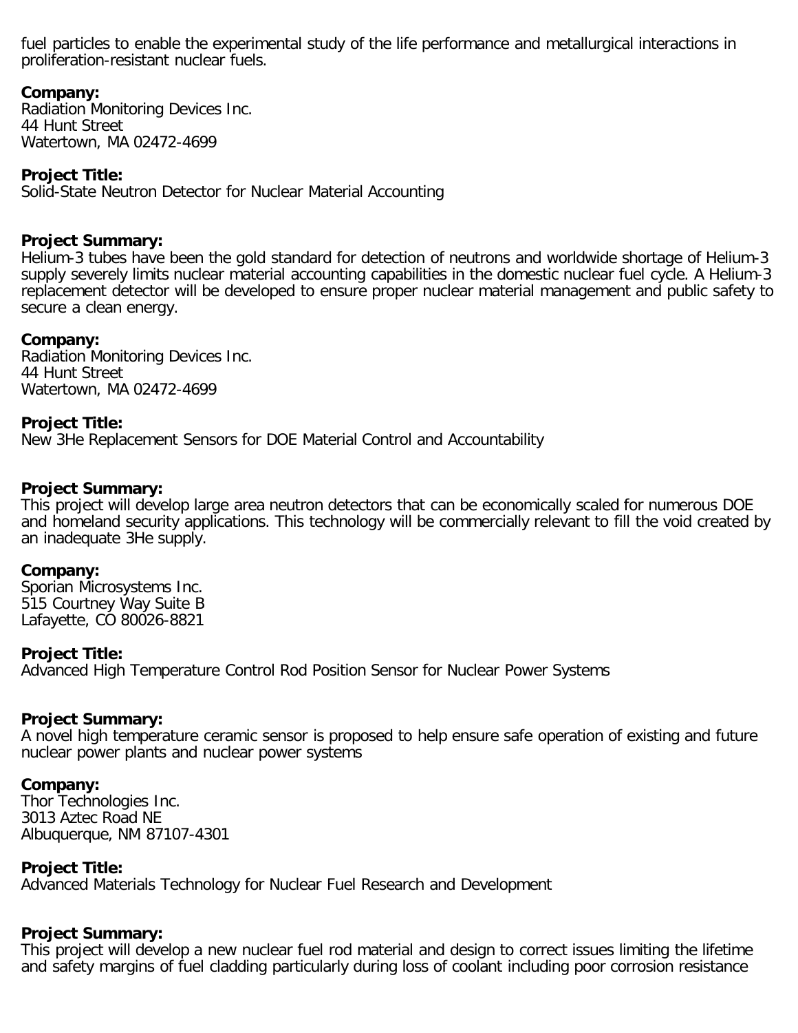fuel particles to enable the experimental study of the life performance and metallurgical interactions in proliferation-resistant nuclear fuels.

**Company:**
Radiation Monitoring Devices Inc.
44 Hunt Street
Watertown, MA 02472-4699

**Project Title:**
Solid-State Neutron Detector for Nuclear Material Accounting

**Project Summary:**
Helium-3 tubes have been the gold standard for detection of neutrons and worldwide shortage of Helium-3 supply severely limits nuclear material accounting capabilities in the domestic nuclear fuel cycle. A Helium-3 replacement detector will be developed to ensure proper nuclear material management and public safety to secure a clean energy.

**Company:**
Radiation Monitoring Devices Inc.
44 Hunt Street
Watertown, MA 02472-4699

**Project Title:**
New 3He Replacement Sensors for DOE Material Control and Accountability

**Project Summary:**
This project will develop large area neutron detectors that can be economically scaled for numerous DOE and homeland security applications. This technology will be commercially relevant to fill the void created by an inadequate 3He supply.

**Company:**
Sporian Microsystems Inc.
515 Courtney Way Suite B
Lafayette, CO 80026-8821

**Project Title:**
Advanced High Temperature Control Rod Position Sensor for Nuclear Power Systems

**Project Summary:**
A novel high temperature ceramic sensor is proposed to help ensure safe operation of existing and future nuclear power plants and nuclear power systems

**Company:**
Thor Technologies Inc.
3013 Aztec Road NE
Albuquerque, NM 87107-4301

**Project Title:**
Advanced Materials Technology for Nuclear Fuel Research and Development

**Project Summary:**
This project will develop a new nuclear fuel rod material and design to correct issues limiting the lifetime and safety margins of fuel cladding particularly during loss of coolant including poor corrosion resistance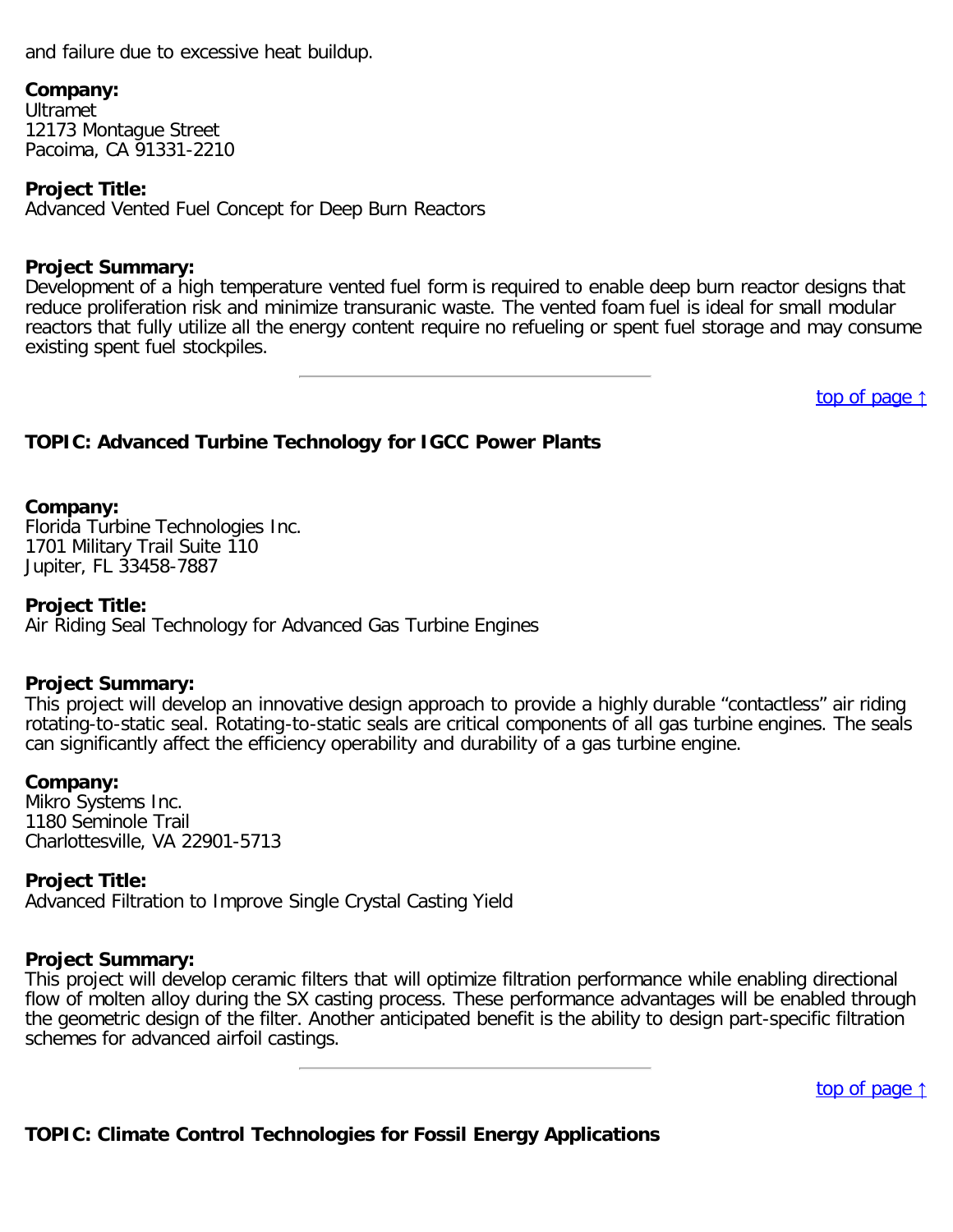and failure due to excessive heat buildup.

**Company:**
Ultramet
12173 Montague Street
Pacoima, CA 91331-2210

**Project Title:**
Advanced Vented Fuel Concept for Deep Burn Reactors

**Project Summary:**
Development of a high temperature vented fuel form is required to enable deep burn reactor designs that reduce proliferation risk and minimize transuranic waste. The vented foam fuel is ideal for small modular reactors that fully utilize all the energy content require no refueling or spent fuel storage and may consume existing spent fuel stockpiles.

---

top of page ↑

**TOPIC: Advanced Turbine Technology for IGCC Power Plants**

**Company:**
Florida Turbine Technologies Inc.
1701 Military Trail Suite 110
Jupiter, FL 33458-7887

**Project Title:**
Air Riding Seal Technology for Advanced Gas Turbine Engines

**Project Summary:**
This project will develop an innovative design approach to provide a highly durable “contactless” air riding rotating-to-static seal. Rotating-to-static seals are critical components of all gas turbine engines. The seals can significantly affect the efficiency operability and durability of a gas turbine engine.

**Company:**
Mikro Systems Inc.
1180 Seminole Trail
Charlottesville, VA 22901-5713

**Project Title:**
Advanced Filtration to Improve Single Crystal Casting Yield

**Project Summary:**
This project will develop ceramic filters that will optimize filtration performance while enabling directional flow of molten alloy during the SX casting process. These performance advantages will be enabled through the geometric design of the filter. Another anticipated benefit is the ability to design part-specific filtration schemes for advanced airfoil castings.

---

top of page ↑

**TOPIC: Climate Control Technologies for Fossil Energy Applications**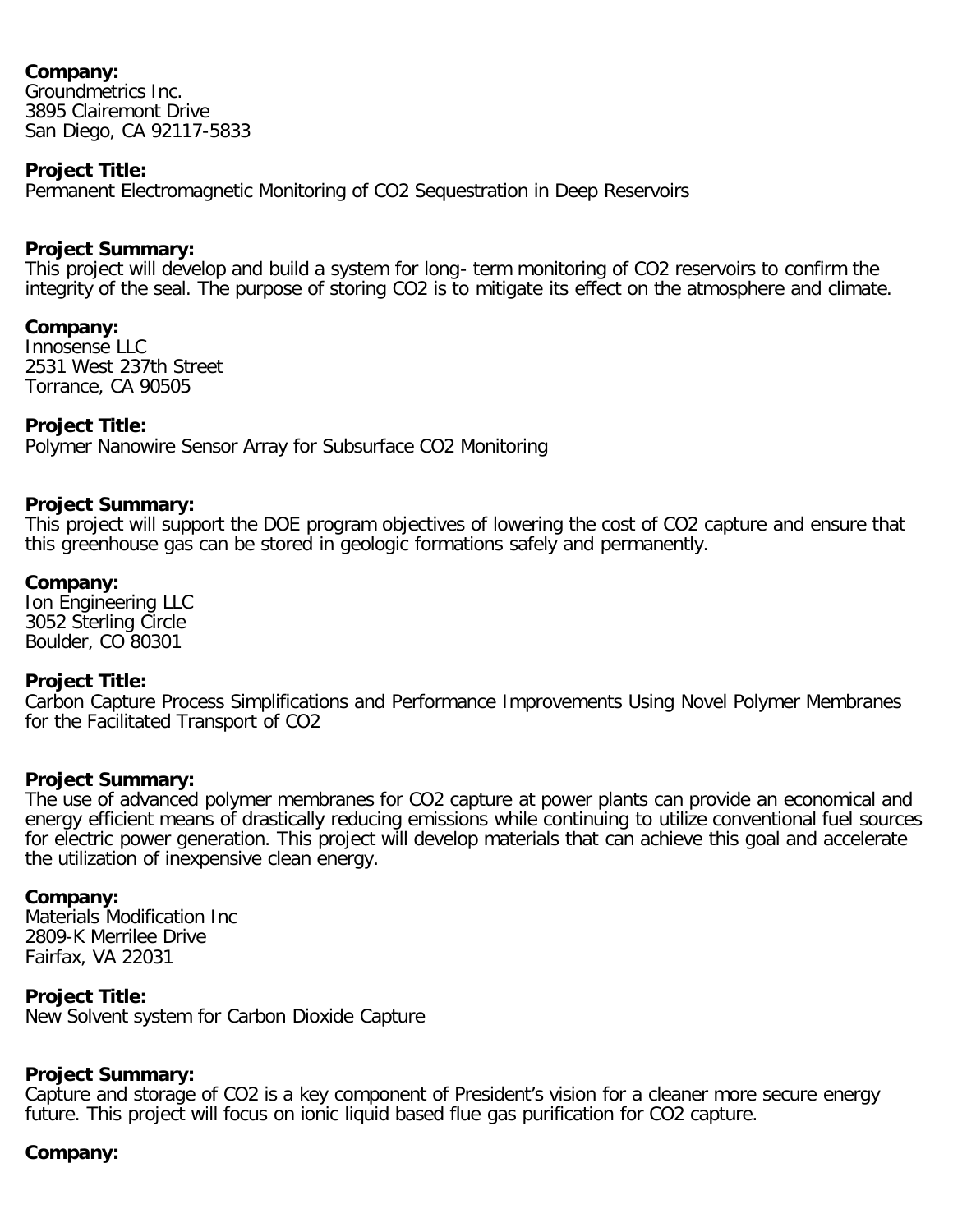**Company:**
Groundmetrics Inc.
3895 Clairemont Drive
San Diego, CA 92117-5833

**Project Title:**
Permanent Electromagnetic Monitoring of $CO_2$ Sequestration in Deep Reservoirs

**Project Summary:**
This project will develop and build a system for long- term monitoring of $CO_2$ reservoirs to confirm the integrity of the seal. The purpose of storing $CO_2$ is to mitigate its effect on the atmosphere and climate.

**Company:**
Innosense LLC
2531 West 237th Street
Torrance, CA 90505

**Project Title:**
Polymer Nanowire Sensor Array for Subsurface $CO_2$ Monitoring

**Project Summary:**
This project will support the DOE program objectives of lowering the cost of $CO_2$ capture and ensure that this greenhouse gas can be stored in geologic formations safely and permanently.

**Company:**
Ion Engineering LLC
3052 Sterling Circle
Boulder, CO 80301

**Project Title:**
Carbon Capture Process Simplifications and Performance Improvements Using Novel Polymer Membranes for the Facilitated Transport of $CO_2$

**Project Summary:**
The use of advanced polymer membranes for $CO_2$ capture at power plants can provide an economical and energy efficient means of drastically reducing emissions while continuing to utilize conventional fuel sources for electric power generation. This project will develop materials that can achieve this goal and accelerate the utilization of inexpensive clean energy.

**Company:**
Materials Modification Inc
2809-K Merrilee Drive
Fairfax, VA 22031

**Project Title:**
New Solvent system for Carbon Dioxide Capture

**Project Summary:**
Capture and storage of $CO_2$ is a key component of President's vision for a cleaner more secure energy future. This project will focus on ionic liquid based flue gas purification for $CO_2$ capture.

**Company:**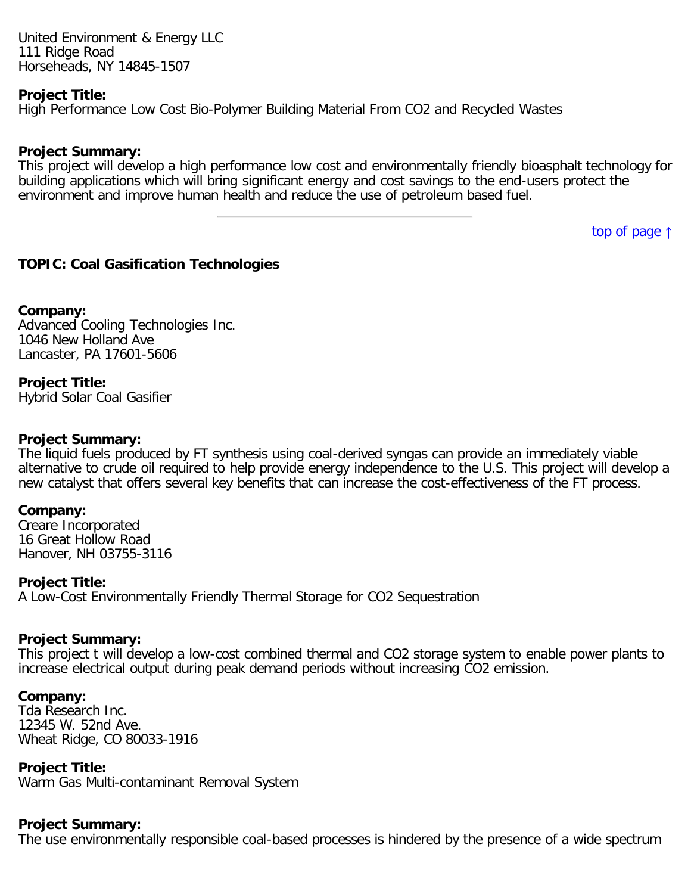United Environment & Energy LLC
111 Ridge Road
Horseheads, NY 14845-1507

**Project Title:**
High Performance Low Cost Bio-Polymer Building Material From $CO_2$ and Recycled Wastes

**Project Summary:**
This project will develop a high performance low cost and environmentally friendly bioasphalt technology for building applications which will bring significant energy and cost savings to the end-users protect the environment and improve human health and reduce the use of petroleum based fuel.

---

top of page ↑

### TOPIC: Coal Gasification Technologies

**Company:**
Advanced Cooling Technologies Inc.
1046 New Holland Ave
Lancaster, PA 17601-5606

**Project Title:**
Hybrid Solar Coal Gasifier

**Project Summary:**
The liquid fuels produced by FT synthesis using coal-derived syngas can provide an immediately viable alternative to crude oil required to help provide energy independence to the U.S. This project will develop a new catalyst that offers several key benefits that can increase the cost-effectiveness of the FT process.

**Company:**
Creare Incorporated
16 Great Hollow Road
Hanover, NH 03755-3116

**Project Title:**
A Low-Cost Environmentally Friendly Thermal Storage for $CO_2$ Sequestration

**Project Summary:**
This project t will develop a low-cost combined thermal and $CO_2$ storage system to enable power plants to increase electrical output during peak demand periods without increasing $CO_2$ emission.

**Company:**
Tda Research Inc.
12345 W. 52nd Ave.
Wheat Ridge, CO 80033-1916

**Project Title:**
Warm Gas Multi-contaminant Removal System

**Project Summary:**
The use environmentally responsible coal-based processes is hindered by the presence of a wide spectrum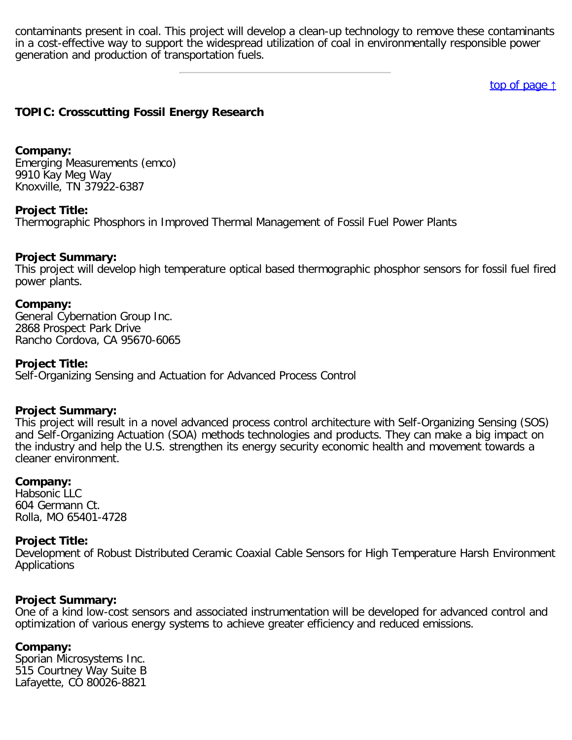contaminants present in coal. This project will develop a clean-up technology to remove these contaminants in a cost-effective way to support the widespread utilization of coal in environmentally responsible power generation and production of transportation fuels.

---

[top of page ↑]

**TOPIC: Crosscutting Fossil Energy Research**

**Company:**
Emerging Measurements (emco)
9910 Kay Meg Way
Knoxville, TN 37922-6387

**Project Title:**
Thermographic Phosphors in Improved Thermal Management of Fossil Fuel Power Plants

**Project Summary:**
This project will develop high temperature optical based thermographic phosphor sensors for fossil fuel fired power plants.

**Company:**
General Cybernation Group Inc.
2868 Prospect Park Drive
Rancho Cordova, CA 95670-6065

**Project Title:**
Self-Organizing Sensing and Actuation for Advanced Process Control

**Project Summary:**
This project will result in a novel advanced process control architecture with Self-Organizing Sensing (SOS) and Self-Organizing Actuation (SOA) methods technologies and products. They can make a big impact on the industry and help the U.S. strengthen its energy security economic health and movement towards a cleaner environment.

**Company:**
Habsonic LLC
604 Germann Ct.
Rolla, MO 65401-4728

**Project Title:**
Development of Robust Distributed Ceramic Coaxial Cable Sensors for High Temperature Harsh Environment Applications

**Project Summary:**
One of a kind low-cost sensors and associated instrumentation will be developed for advanced control and optimization of various energy systems to achieve greater efficiency and reduced emissions.

**Company:**
Sporian Microsystems Inc.
515 Courtney Way Suite B
Lafayette, CO 80026-8821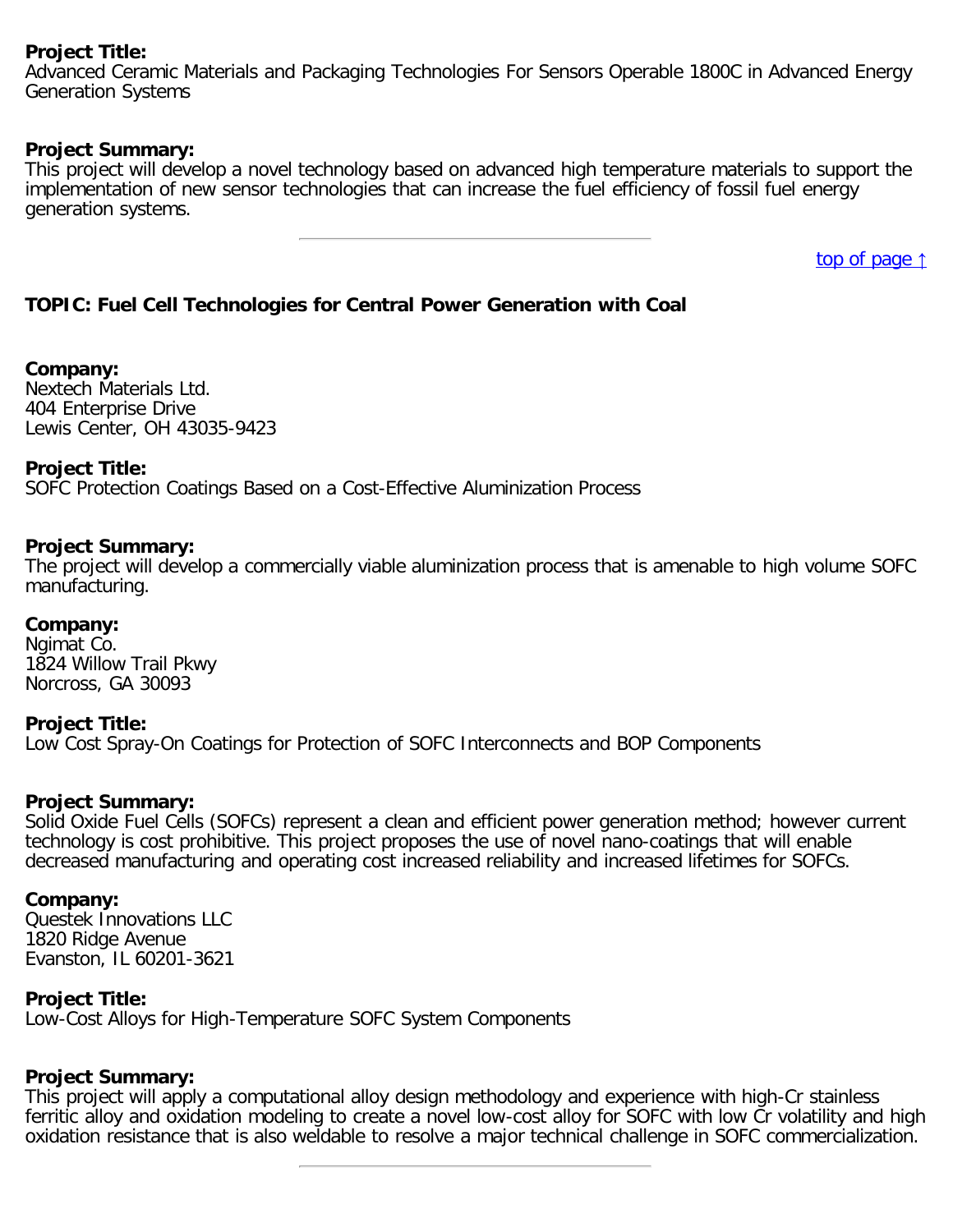**Project Title:**
Advanced Ceramic Materials and Packaging Technologies For Sensors Operable 1800C in Advanced Energy Generation Systems

**Project Summary:**
This project will develop a novel technology based on advanced high temperature materials to support the implementation of new sensor technologies that can increase the fuel efficiency of fossil fuel energy generation systems.

---

top of page ↑

### TOPIC: Fuel Cell Technologies for Central Power Generation with Coal

**Company:**
Nextech Materials Ltd.
404 Enterprise Drive
Lewis Center, OH 43035-9423

**Project Title:**
SOFC Protection Coatings Based on a Cost-Effective Aluminization Process

**Project Summary:**
The project will develop a commercially viable aluminization process that is amenable to high volume SOFC manufacturing.

**Company:**
Ngimat Co.
1824 Willow Trail Pkwy
Norcross, GA 30093

**Project Title:**
Low Cost Spray-On Coatings for Protection of SOFC Interconnects and BOP Components

**Project Summary:**
Solid Oxide Fuel Cells (SOFCs) represent a clean and efficient power generation method; however current technology is cost prohibitive. This project proposes the use of novel nano-coatings that will enable decreased manufacturing and operating cost increased reliability and increased lifetimes for SOFCs.

**Company:**
Questek Innovations LLC
1820 Ridge Avenue
Evanston, IL 60201-3621

**Project Title:**
Low-Cost Alloys for High-Temperature SOFC System Components

**Project Summary:**
This project will apply a computational alloy design methodology and experience with high-Cr stainless ferritic alloy and oxidation modeling to create a novel low-cost alloy for SOFC with low Cr volatility and high oxidation resistance that is also weldable to resolve a major technical challenge in SOFC commercialization.

---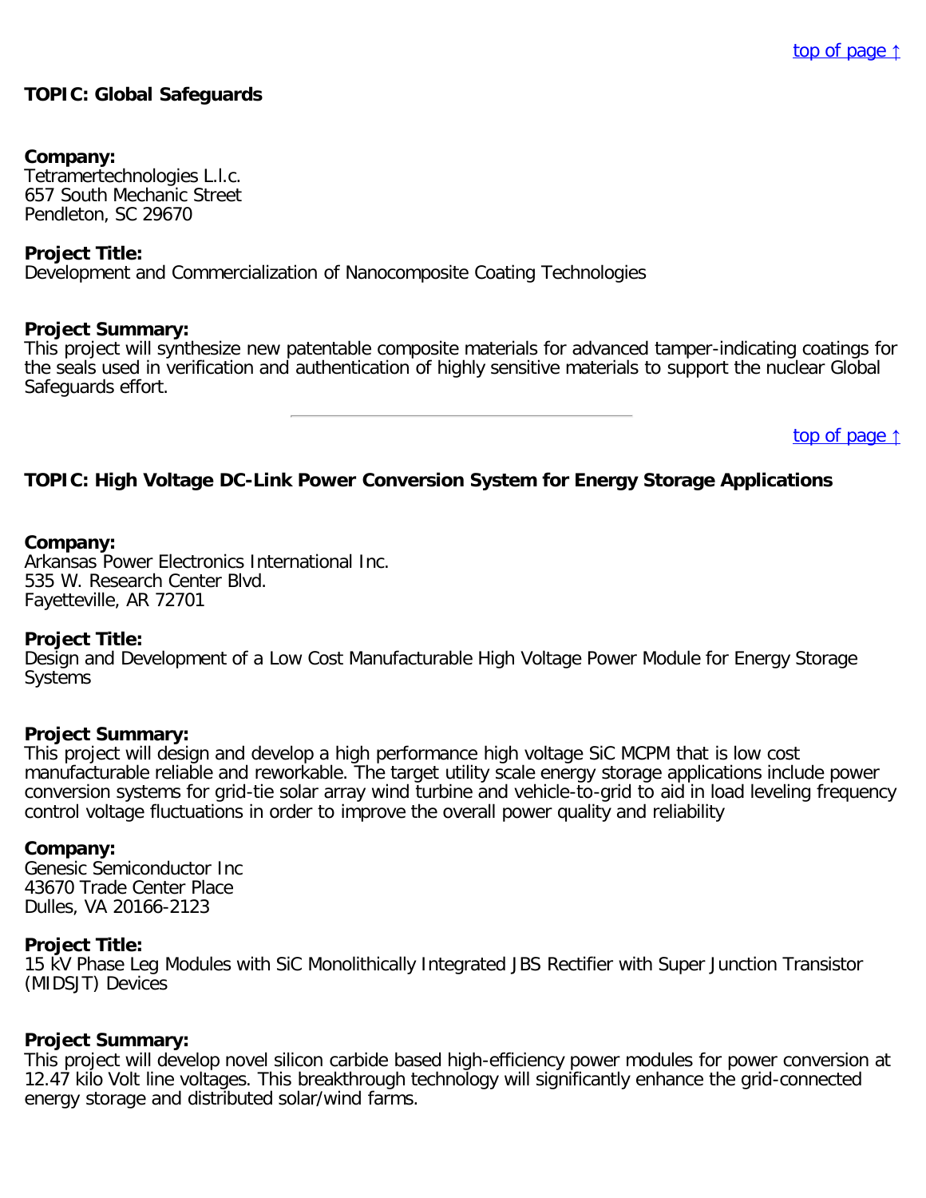[top of page ↑]

**TOPIC: Global Safeguards**

**Company:**
Tetramertechnologies L.l.c.
657 South Mechanic Street
Pendleton, SC 29670

**Project Title:**
Development and Commercialization of Nanocomposite Coating Technologies

**Project Summary:**
This project will synthesize new patentable composite materials for advanced tamper-indicating coatings for the seals used in verification and authentication of highly sensitive materials to support the nuclear Global Safeguards effort.

---

[top of page ↑]

**TOPIC: High Voltage DC-Link Power Conversion System for Energy Storage Applications**

**Company:**
Arkansas Power Electronics International Inc.
535 W. Research Center Blvd.
Fayetteville, AR 72701

**Project Title:**
Design and Development of a Low Cost Manufacturable High Voltage Power Module for Energy Storage Systems

**Project Summary:**
This project will design and develop a high performance high voltage SiC MCPM that is low cost manufacturable reliable and reworkable. The target utility scale energy storage applications include power conversion systems for grid-tie solar array wind turbine and vehicle-to-grid to aid in load leveling frequency control voltage fluctuations in order to improve the overall power quality and reliability

**Company:**
Genesic Semiconductor Inc
43670 Trade Center Place
Dulles, VA 20166-2123

**Project Title:**
15 kV Phase Leg Modules with SiC Monolithically Integrated JBS Rectifier with Super Junction Transistor (MIDSJT) Devices

**Project Summary:**
This project will develop novel silicon carbide based high-efficiency power modules for power conversion at 12.47 kilo Volt line voltages. This breakthrough technology will significantly enhance the grid-connected energy storage and distributed solar/wind farms.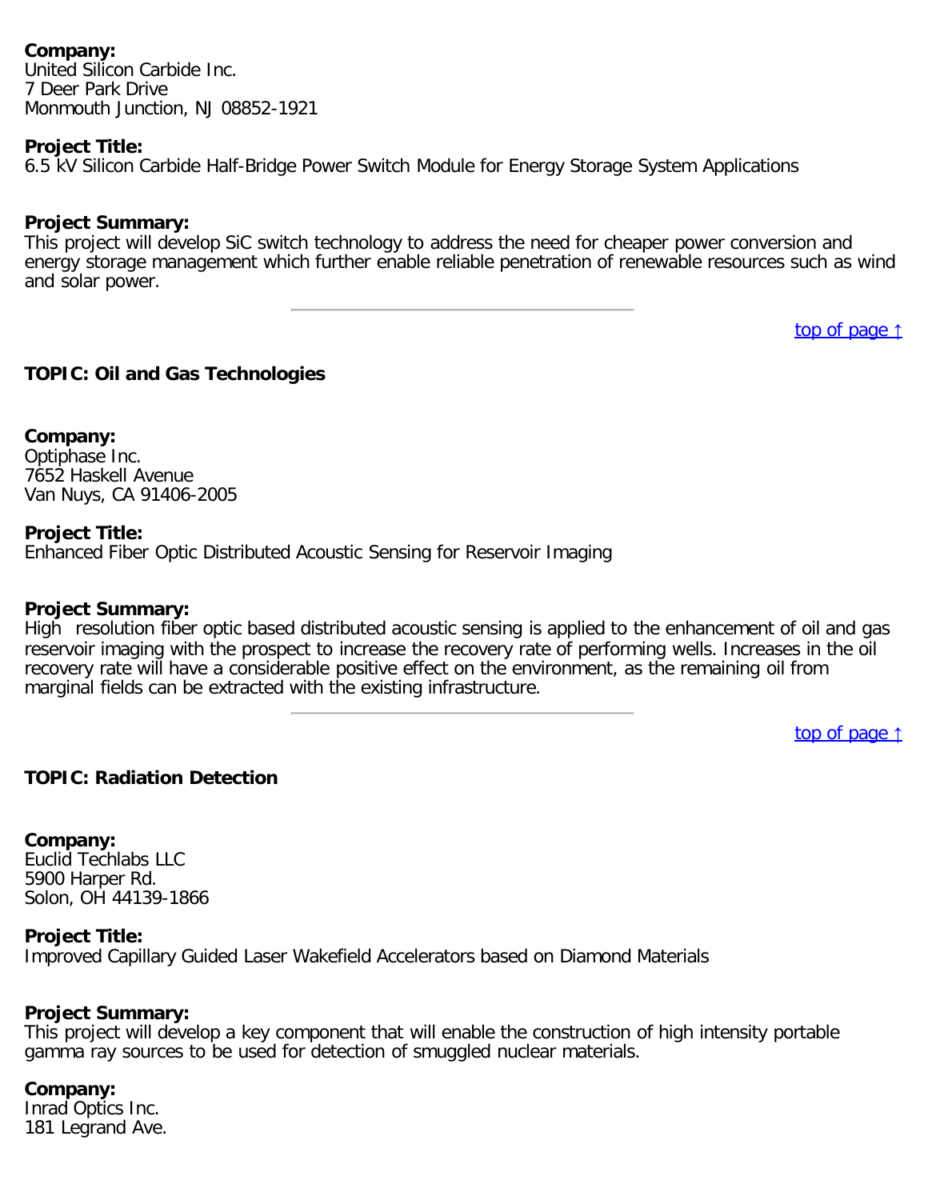**Company:**
United Silicon Carbide Inc.
7 Deer Park Drive
Monmouth Junction, NJ 08852-1921

**Project Title:**
6.5 kV Silicon Carbide Half-Bridge Power Switch Module for Energy Storage System Applications

**Project Summary:**
This project will develop SiC switch technology to address the need for cheaper power conversion and energy storage management which further enable reliable penetration of renewable resources such as wind and solar power.

---

[top of page ↑]

**TOPIC: Oil and Gas Technologies**

**Company:**
Optiphase Inc.
7652 Haskell Avenue
Van Nuys, CA 91406-2005

**Project Title:**
Enhanced Fiber Optic Distributed Acoustic Sensing for Reservoir Imaging

**Project Summary:**
High resolution fiber optic based distributed acoustic sensing is applied to the enhancement of oil and gas reservoir imaging with the prospect to increase the recovery rate of performing wells. Increases in the oil recovery rate will have a considerable positive effect on the environment, as the remaining oil from marginal fields can be extracted with the existing infrastructure.

---

[top of page ↑]

**TOPIC: Radiation Detection**

**Company:**
Euclid Techlabs LLC
5900 Harper Rd.
Solon, OH 44139-1866

**Project Title:**
Improved Capillary Guided Laser Wakefield Accelerators based on Diamond Materials

**Project Summary:**
This project will develop a key component that will enable the construction of high intensity portable gamma ray sources to be used for detection of smuggled nuclear materials.

**Company:**
Inrad Optics Inc.
181 Legrand Ave.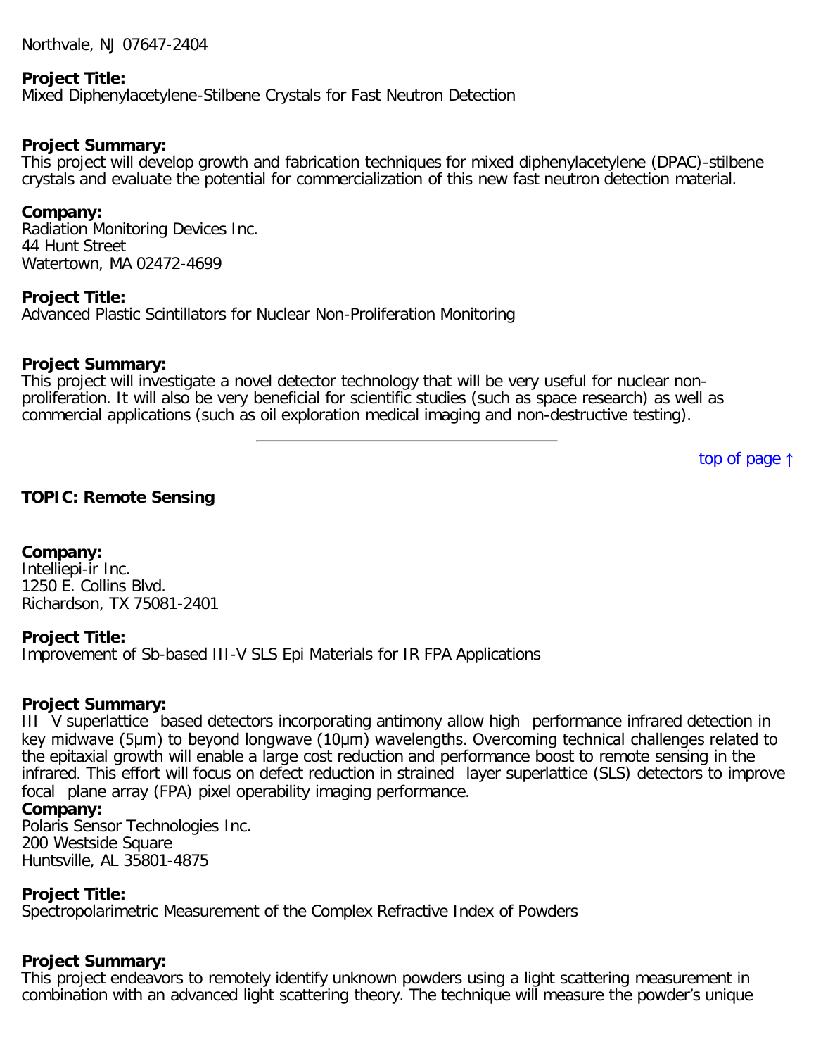Northvale, NJ 07647-2404

**Project Title:**
Mixed Diphenylacetylene-Stilbene Crystals for Fast Neutron Detection

**Project Summary:**
This project will develop growth and fabrication techniques for mixed diphenylacetylene (DPAC)-stilbene crystals and evaluate the potential for commercialization of this new fast neutron detection material.

**Company:**
Radiation Monitoring Devices Inc.
44 Hunt Street
Watertown, MA 02472-4699

**Project Title:**
Advanced Plastic Scintillators for Nuclear Non-Proliferation Monitoring

**Project Summary:**
This project will investigate a novel detector technology that will be very useful for nuclear non-proliferation. It will also be very beneficial for scientific studies (such as space research) as well as commercial applications (such as oil exploration medical imaging and non-destructive testing).

---

top of page ↑

**TOPIC: Remote Sensing**

**Company:**
Intelliepi-ir Inc.
1250 E. Collins Blvd.
Richardson, TX 75081-2401

**Project Title:**
Improvement of Sb-based III-V SLS Epi Materials for IR FPA Applications

**Project Summary:**
III V superlattice based detectors incorporating antimony allow high performance infrared detection in key midwave (5µm) to beyond longwave (10µm) wavelengths. Overcoming technical challenges related to the epitaxial growth will enable a large cost reduction and performance boost to remote sensing in the infrared. This effort will focus on defect reduction in strained layer superlattice (SLS) detectors to improve focal plane array (FPA) pixel operability imaging performance.

**Company:**
Polaris Sensor Technologies Inc.
200 Westside Square
Huntsville, AL 35801-4875

**Project Title:**
Spectropolarimetric Measurement of the Complex Refractive Index of Powders

**Project Summary:**
This project endeavors to remotely identify unknown powders using a light scattering measurement in combination with an advanced light scattering theory. The technique will measure the powder's unique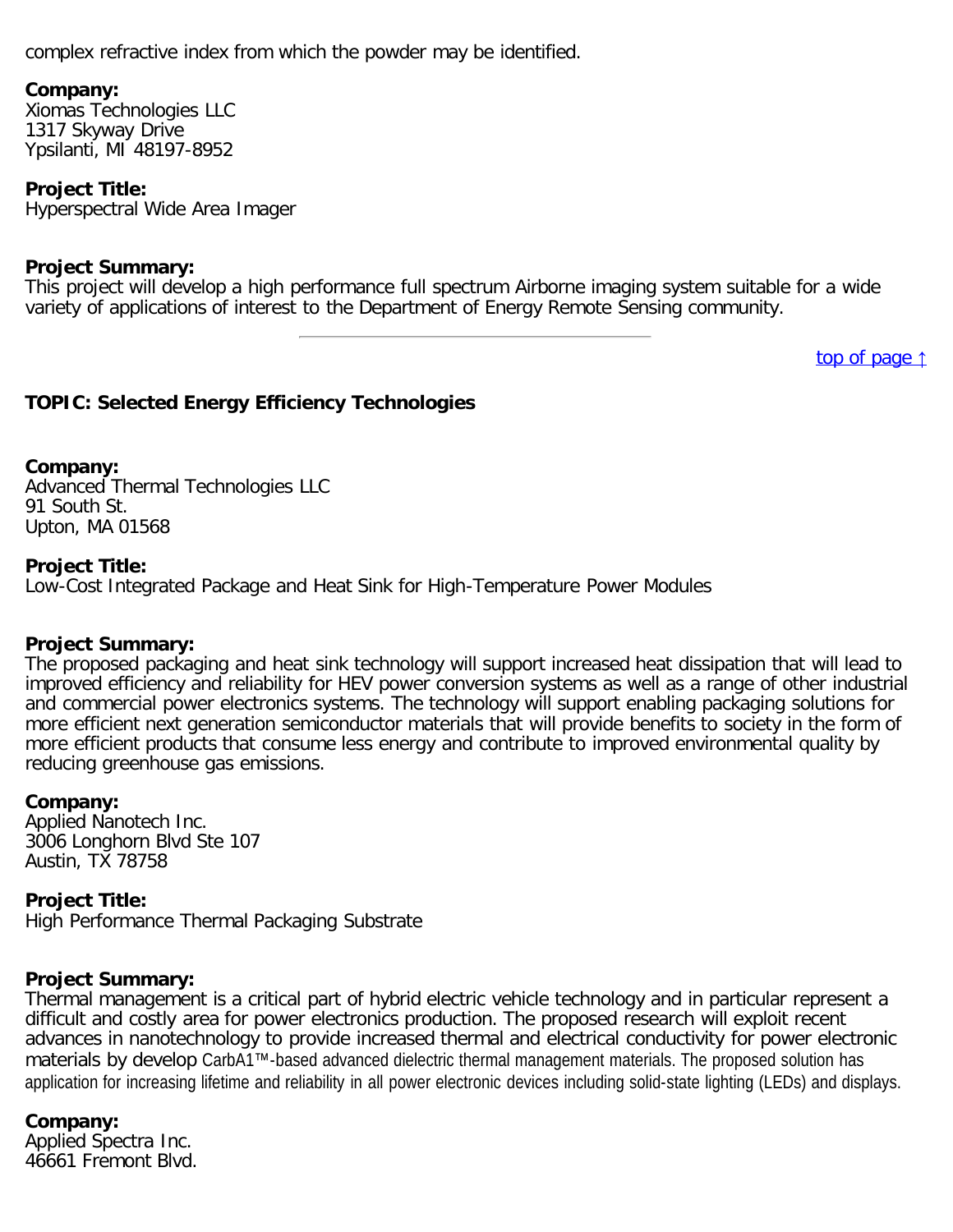complex refractive index from which the powder may be identified.

**Company:**
Xiomas Technologies LLC
1317 Skyway Drive
Ypsilanti, MI 48197-8952

**Project Title:**
Hyperspectral Wide Area Imager

**Project Summary:**
This project will develop a high performance full spectrum Airborne imaging system suitable for a wide variety of applications of interest to the Department of Energy Remote Sensing community.

---

top of page ↑

### TOPIC: Selected Energy Efficiency Technologies

**Company:**
Advanced Thermal Technologies LLC
91 South St.
Upton, MA 01568

**Project Title:**
Low-Cost Integrated Package and Heat Sink for High-Temperature Power Modules

**Project Summary:**
The proposed packaging and heat sink technology will support increased heat dissipation that will lead to improved efficiency and reliability for HEV power conversion systems as well as a range of other industrial and commercial power electronics systems. The technology will support enabling packaging solutions for more efficient next generation semiconductor materials that will provide benefits to society in the form of more efficient products that consume less energy and contribute to improved environmental quality by reducing greenhouse gas emissions.

**Company:**
Applied Nanotech Inc.
3006 Longhorn Blvd Ste 107
Austin, TX 78758

**Project Title:**
High Performance Thermal Packaging Substrate

**Project Summary:**
Thermal management is a critical part of hybrid electric vehicle technology and in particular represent a difficult and costly area for power electronics production. The proposed research will exploit recent advances in nanotechnology to provide increased thermal and electrical conductivity for power electronic materials by develop CarbA1™-based advanced dielectric thermal management materials. The proposed solution has application for increasing lifetime and reliability in all power electronic devices including solid-state lighting (LEDs) and displays.

**Company:**
Applied Spectra Inc.
46661 Fremont Blvd.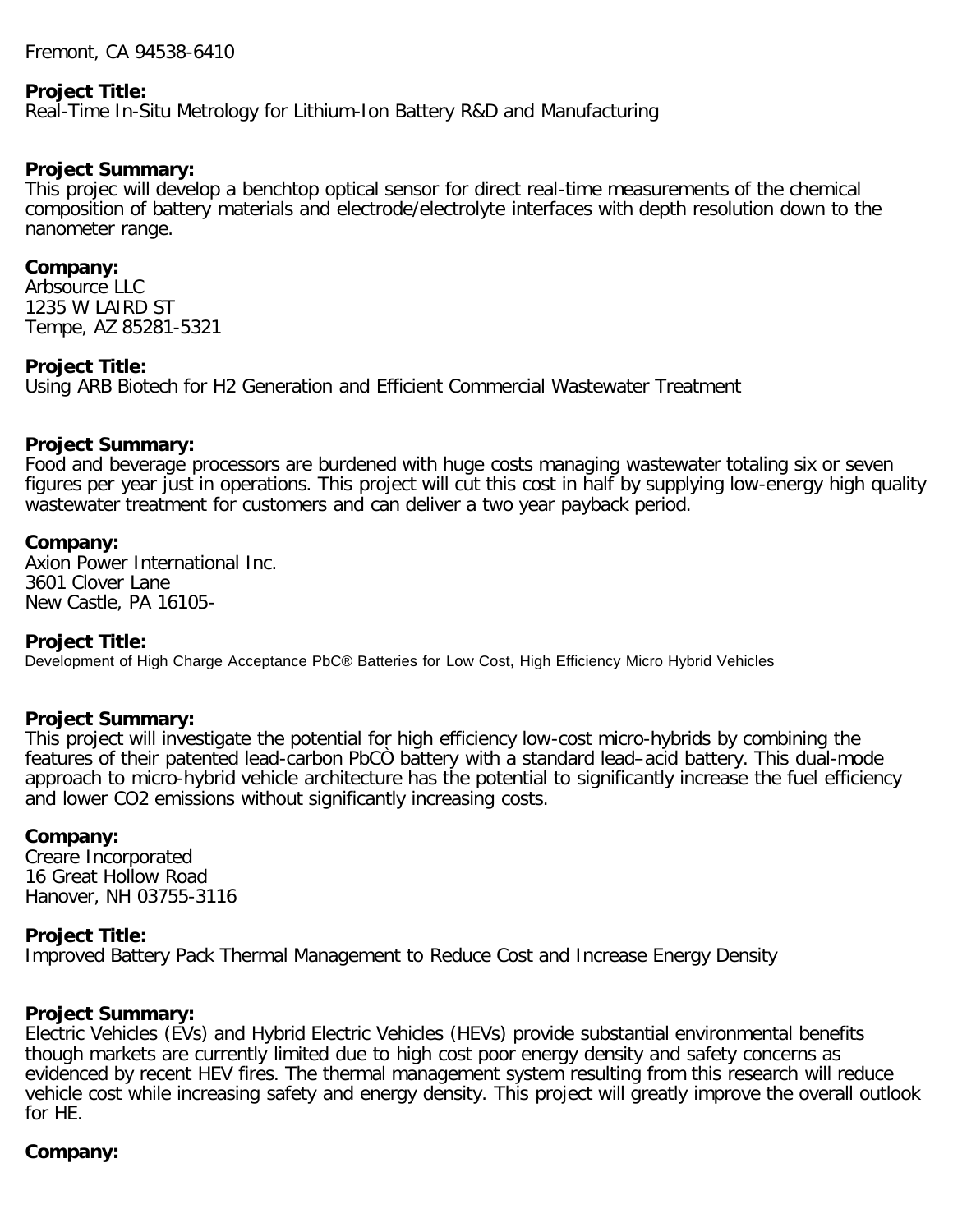Fremont, CA 94538-6410

**Project Title:**
Real-Time In-Situ Metrology for Lithium-Ion Battery R&D and Manufacturing

**Project Summary:**
This projec will develop a benchtop optical sensor for direct real-time measurements of the chemical composition of battery materials and electrode/electrolyte interfaces with depth resolution down to the nanometer range.

**Company:**
Arbsource LLC
1235 W LAIRD ST
Tempe, AZ 85281-5321

**Project Title:**
Using ARB Biotech for H2 Generation and Efficient Commercial Wastewater Treatment

**Project Summary:**
Food and beverage processors are burdened with huge costs managing wastewater totaling six or seven figures per year just in operations. This project will cut this cost in half by supplying low-energy high quality wastewater treatment for customers and can deliver a two year payback period.

**Company:**
Axion Power International Inc.
3601 Clover Lane
New Castle, PA 16105-

**Project Title:**
Development of High Charge Acceptance PbC® Batteries for Low Cost, High Efficiency Micro Hybrid Vehicles

**Project Summary:**
This project will investigate the potential for high efficiency low-cost micro-hybrids by combining the features of their patented lead-carbon PbCÒ battery with a standard lead–acid battery. This dual-mode approach to micro-hybrid vehicle architecture has the potential to significantly increase the fuel efficiency and lower CO2 emissions without significantly increasing costs.

**Company:**
Creare Incorporated
16 Great Hollow Road
Hanover, NH 03755-3116

**Project Title:**
Improved Battery Pack Thermal Management to Reduce Cost and Increase Energy Density

**Project Summary:**
Electric Vehicles (EVs) and Hybrid Electric Vehicles (HEVs) provide substantial environmental benefits though markets are currently limited due to high cost poor energy density and safety concerns as evidenced by recent HEV fires. The thermal management system resulting from this research will reduce vehicle cost while increasing safety and energy density. This project will greatly improve the overall outlook for HE.

**Company:**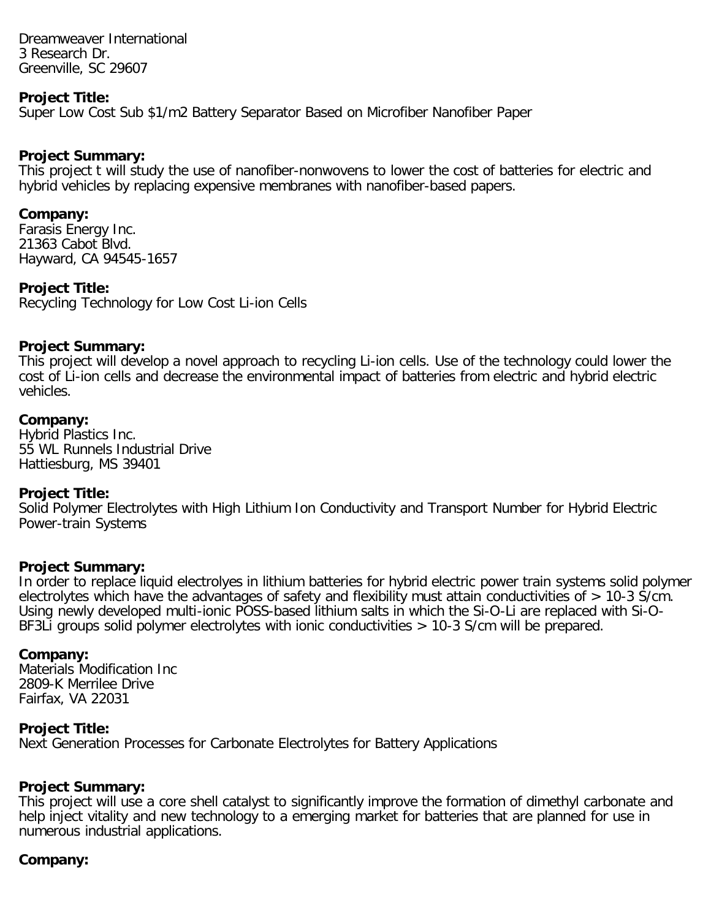Dreamweaver International
3 Research Dr.
Greenville, SC 29607

**Project Title:**
Super Low Cost Sub $1/m2 Battery Separator Based on Microfiber Nanofiber Paper

**Project Summary:**
This project t will study the use of nanofiber-nonwovens to lower the cost of batteries for electric and hybrid vehicles by replacing expensive membranes with nanofiber-based papers.

**Company:**
Farasis Energy Inc.
21363 Cabot Blvd.
Hayward, CA 94545-1657

**Project Title:**
Recycling Technology for Low Cost Li-ion Cells

**Project Summary:**
This project will develop a novel approach to recycling Li-ion cells. Use of the technology could lower the cost of Li-ion cells and decrease the environmental impact of batteries from electric and hybrid electric vehicles.

**Company:**
Hybrid Plastics Inc.
55 WL Runnels Industrial Drive
Hattiesburg, MS 39401

**Project Title:**
Solid Polymer Electrolytes with High Lithium Ion Conductivity and Transport Number for Hybrid Electric Power-train Systems

**Project Summary:**
In order to replace liquid electrolyes in lithium batteries for hybrid electric power train systems solid polymer electrolytes which have the advantages of safety and flexibility must attain conductivities of > 10-3 S/cm. Using newly developed multi-ionic POSS-based lithium salts in which the Si-O-Li are replaced with Si-O-BF3Li groups solid polymer electrolytes with ionic conductivities > 10-3 S/cm will be prepared.

**Company:**
Materials Modification Inc
2809-K Merrilee Drive
Fairfax, VA 22031

**Project Title:**
Next Generation Processes for Carbonate Electrolytes for Battery Applications

**Project Summary:**
This project will use a core shell catalyst to significantly improve the formation of dimethyl carbonate and help inject vitality and new technology to a emerging market for batteries that are planned for use in numerous industrial applications.

**Company:**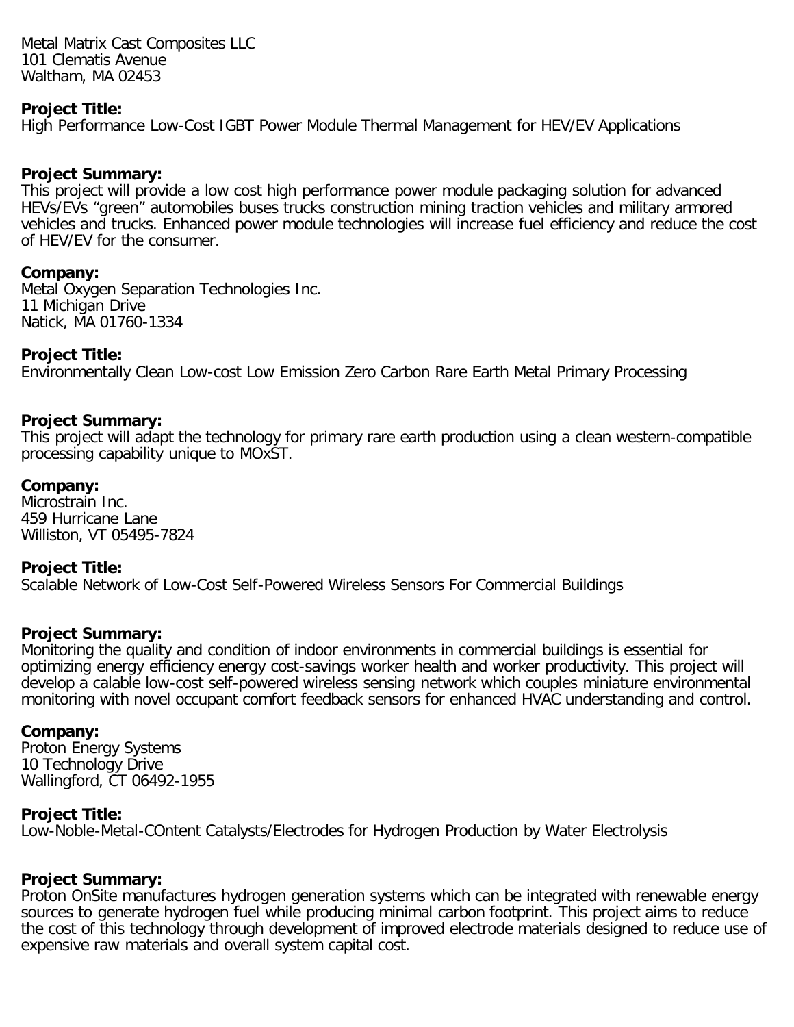Metal Matrix Cast Composites LLC
101 Clematis Avenue
Waltham, MA 02453

**Project Title:**
High Performance Low-Cost IGBT Power Module Thermal Management for HEV/EV Applications

**Project Summary:**
This project will provide a low cost high performance power module packaging solution for advanced HEVs/EVs "green" automobiles buses trucks construction mining traction vehicles and military armored vehicles and trucks. Enhanced power module technologies will increase fuel efficiency and reduce the cost of HEV/EV for the consumer.

**Company:**
Metal Oxygen Separation Technologies Inc.
11 Michigan Drive
Natick, MA 01760-1334

**Project Title:**
Environmentally Clean Low-cost Low Emission Zero Carbon Rare Earth Metal Primary Processing

**Project Summary:**
This project will adapt the technology for primary rare earth production using a clean western-compatible processing capability unique to MOxST.

**Company:**
Microstrain Inc.
459 Hurricane Lane
Williston, VT 05495-7824

**Project Title:**
Scalable Network of Low-Cost Self-Powered Wireless Sensors For Commercial Buildings

**Project Summary:**
Monitoring the quality and condition of indoor environments in commercial buildings is essential for optimizing energy efficiency energy cost-savings worker health and worker productivity. This project will develop a calable low-cost self-powered wireless sensing network which couples miniature environmental monitoring with novel occupant comfort feedback sensors for enhanced HVAC understanding and control.

**Company:**
Proton Energy Systems
10 Technology Drive
Wallingford, CT 06492-1955

**Project Title:**
Low-Noble-Metal-COntent Catalysts/Electrodes for Hydrogen Production by Water Electrolysis

**Project Summary:**
Proton OnSite manufactures hydrogen generation systems which can be integrated with renewable energy sources to generate hydrogen fuel while producing minimal carbon footprint. This project aims to reduce the cost of this technology through development of improved electrode materials designed to reduce use of expensive raw materials and overall system capital cost.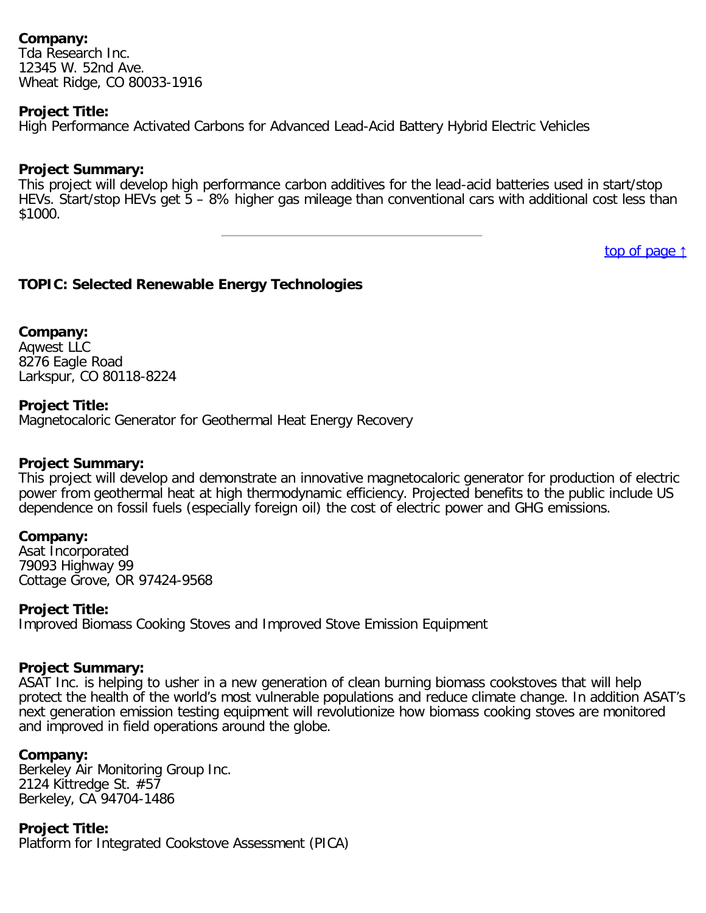**Company:**
Tda Research Inc.
12345 W. 52nd Ave.
Wheat Ridge, CO 80033-1916

**Project Title:**
High Performance Activated Carbons for Advanced Lead-Acid Battery Hybrid Electric Vehicles

**Project Summary:**
This project will develop high performance carbon additives for the lead-acid batteries used in start/stop HEVs. Start/stop HEVs get 5 – 8% higher gas mileage than conventional cars with additional cost less than $1000.

---

top of page ↑

**TOPIC: Selected Renewable Energy Technologies**

**Company:**
Aqwest LLC
8276 Eagle Road
Larkspur, CO 80118-8224

**Project Title:**
Magnetocaloric Generator for Geothermal Heat Energy Recovery

**Project Summary:**
This project will develop and demonstrate an innovative magnetocaloric generator for production of electric power from geothermal heat at high thermodynamic efficiency. Projected benefits to the public include US dependence on fossil fuels (especially foreign oil) the cost of electric power and GHG emissions.

**Company:**
Asat Incorporated
79093 Highway 99
Cottage Grove, OR 97424-9568

**Project Title:**
Improved Biomass Cooking Stoves and Improved Stove Emission Equipment

**Project Summary:**
ASAT Inc. is helping to usher in a new generation of clean burning biomass cookstoves that will help protect the health of the world's most vulnerable populations and reduce climate change. In addition ASAT's next generation emission testing equipment will revolutionize how biomass cooking stoves are monitored and improved in field operations around the globe.

**Company:**
Berkeley Air Monitoring Group Inc.
2124 Kittredge St. #57
Berkeley, CA 94704-1486

**Project Title:**
Platform for Integrated Cookstove Assessment (PICA)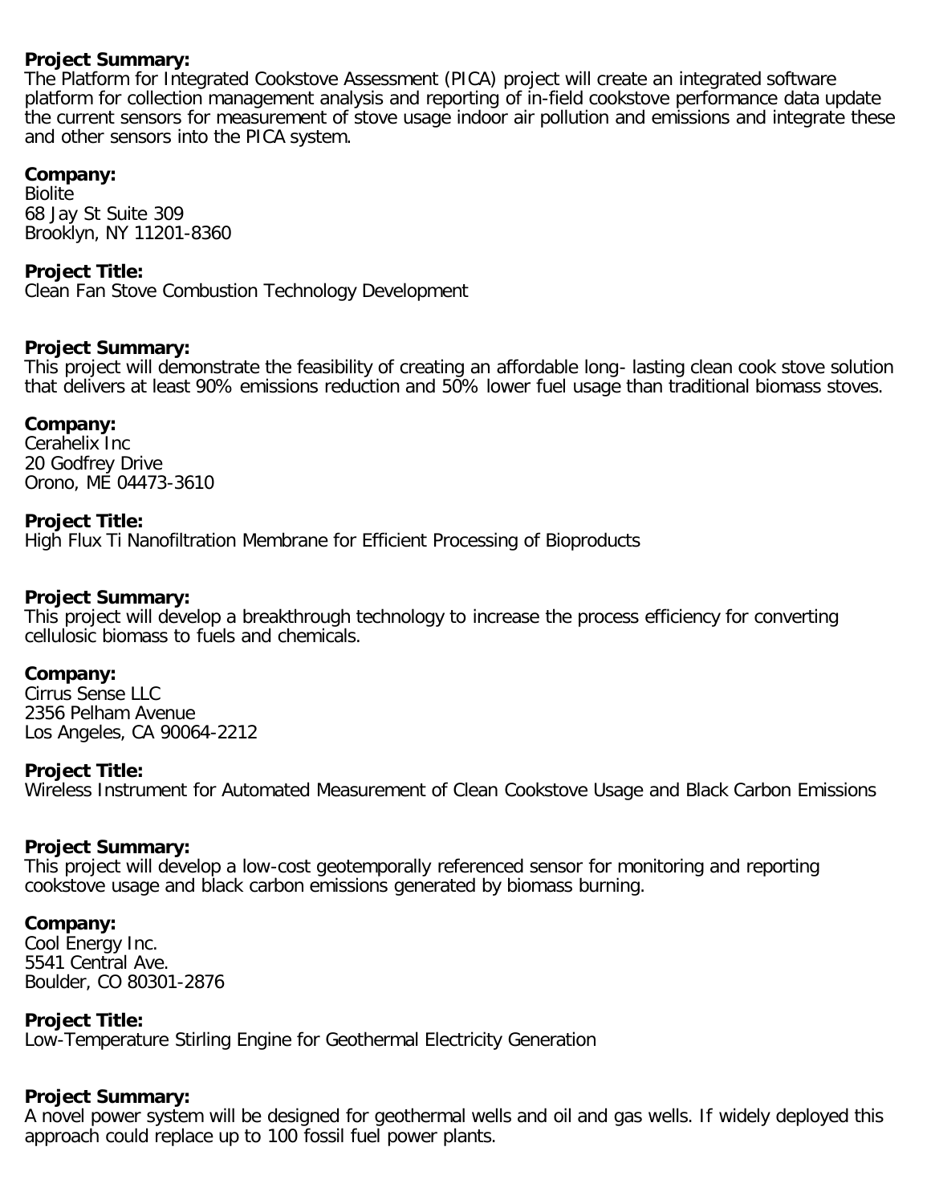**Project Summary:**
The Platform for Integrated Cookstove Assessment (PICA) project will create an integrated software platform for collection management analysis and reporting of in-field cookstove performance data update the current sensors for measurement of stove usage indoor air pollution and emissions and integrate these and other sensors into the PICA system.

**Company:**
Biolite
68 Jay St Suite 309
Brooklyn, NY 11201-8360

**Project Title:**
Clean Fan Stove Combustion Technology Development

**Project Summary:**
This project will demonstrate the feasibility of creating an affordable long- lasting clean cook stove solution that delivers at least 90% emissions reduction and 50% lower fuel usage than traditional biomass stoves.

**Company:**
Cerahelix Inc
20 Godfrey Drive
Orono, ME 04473-3610

**Project Title:**
High Flux Ti Nanofiltration Membrane for Efficient Processing of Bioproducts

**Project Summary:**
This project will develop a breakthrough technology to increase the process efficiency for converting cellulosic biomass to fuels and chemicals.

**Company:**
Cirrus Sense LLC
2356 Pelham Avenue
Los Angeles, CA 90064-2212

**Project Title:**
Wireless Instrument for Automated Measurement of Clean Cookstove Usage and Black Carbon Emissions

**Project Summary:**
This project will develop a low-cost geotemporally referenced sensor for monitoring and reporting cookstove usage and black carbon emissions generated by biomass burning.

**Company:**
Cool Energy Inc.
5541 Central Ave.
Boulder, CO 80301-2876

**Project Title:**
Low-Temperature Stirling Engine for Geothermal Electricity Generation

**Project Summary:**
A novel power system will be designed for geothermal wells and oil and gas wells. If widely deployed this approach could replace up to 100 fossil fuel power plants.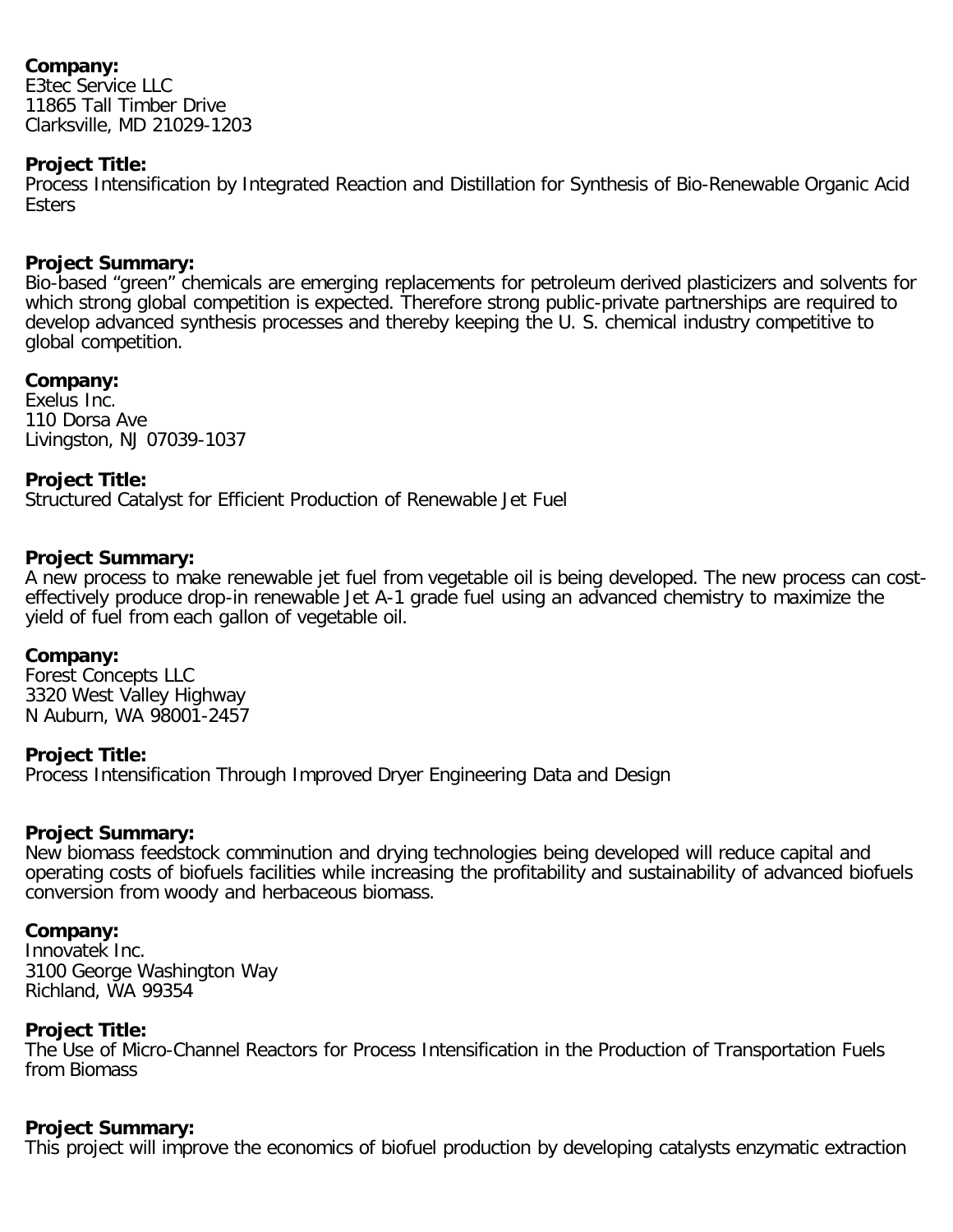**Company:**
E3tec Service LLC
11865 Tall Timber Drive
Clarksville, MD 21029-1203

**Project Title:**
Process Intensification by Integrated Reaction and Distillation for Synthesis of Bio-Renewable Organic Acid Esters

**Project Summary:**
Bio-based "green" chemicals are emerging replacements for petroleum derived plasticizers and solvents for which strong global competition is expected. Therefore strong public-private partnerships are required to develop advanced synthesis processes and thereby keeping the U. S. chemical industry competitive to global competition.

**Company:**
Exelus Inc.
110 Dorsa Ave
Livingston, NJ 07039-1037

**Project Title:**
Structured Catalyst for Efficient Production of Renewable Jet Fuel

**Project Summary:**
A new process to make renewable jet fuel from vegetable oil is being developed. The new process can cost-effectively produce drop-in renewable Jet A-1 grade fuel using an advanced chemistry to maximize the yield of fuel from each gallon of vegetable oil.

**Company:**
Forest Concepts LLC
3320 West Valley Highway
N Auburn, WA 98001-2457

**Project Title:**
Process Intensification Through Improved Dryer Engineering Data and Design

**Project Summary:**
New biomass feedstock comminution and drying technologies being developed will reduce capital and operating costs of biofuels facilities while increasing the profitability and sustainability of advanced biofuels conversion from woody and herbaceous biomass.

**Company:**
Innovatek Inc.
3100 George Washington Way
Richland, WA 99354

**Project Title:**
The Use of Micro-Channel Reactors for Process Intensification in the Production of Transportation Fuels from Biomass

**Project Summary:**
This project will improve the economics of biofuel production by developing catalysts enzymatic extraction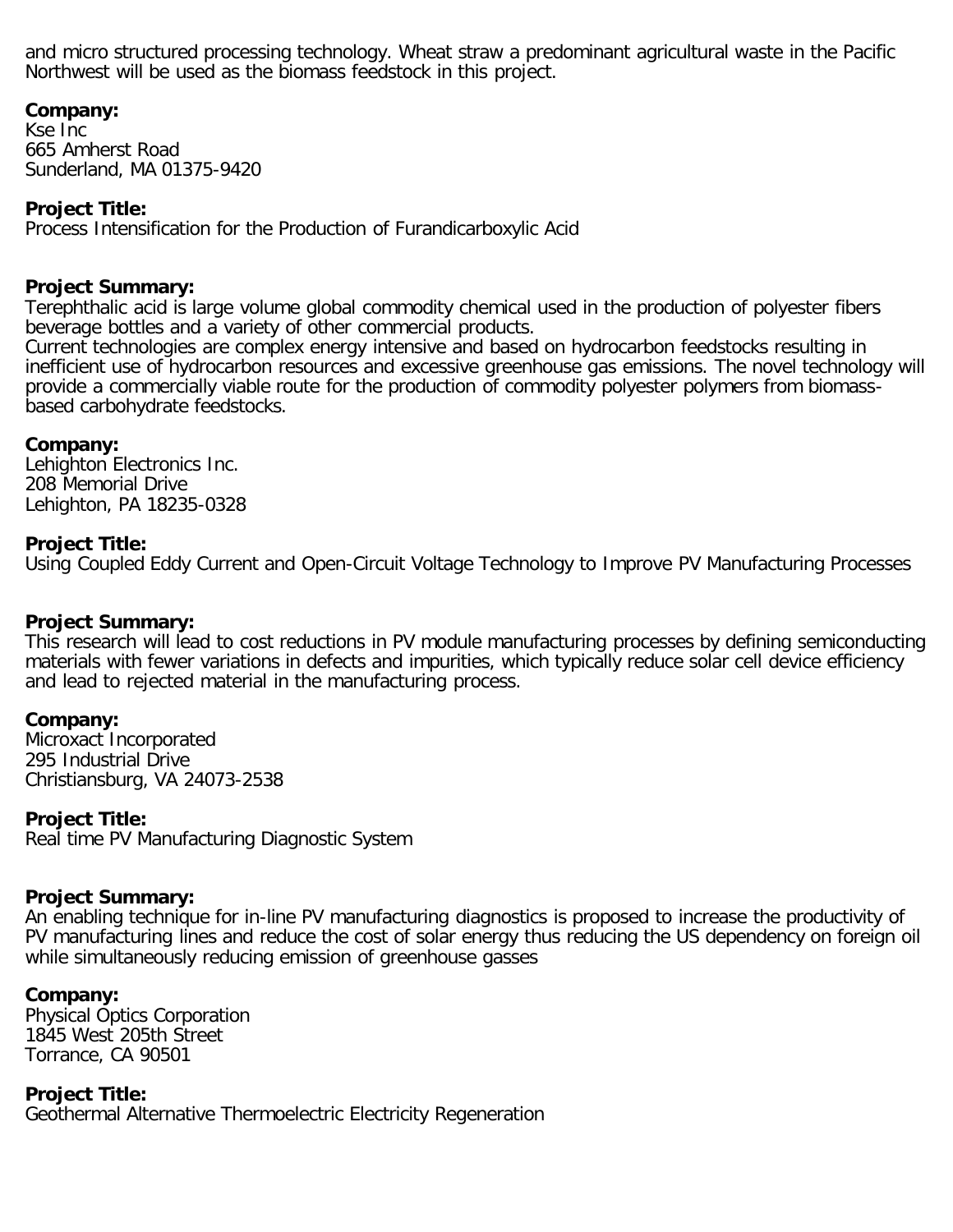and micro structured processing technology. Wheat straw a predominant agricultural waste in the Pacific Northwest will be used as the biomass feedstock in this project.

**Company:**
Kse Inc
665 Amherst Road
Sunderland, MA 01375-9420

**Project Title:**
Process Intensification for the Production of Furandicarboxylic Acid

**Project Summary:**
Terephthalic acid is large volume global commodity chemical used in the production of polyester fibers beverage bottles and a variety of other commercial products.
Current technologies are complex energy intensive and based on hydrocarbon feedstocks resulting in inefficient use of hydrocarbon resources and excessive greenhouse gas emissions. The novel technology will provide a commercially viable route for the production of commodity polyester polymers from biomass-based carbohydrate feedstocks.

**Company:**
Lehighton Electronics Inc.
208 Memorial Drive
Lehighton, PA 18235-0328

**Project Title:**
Using Coupled Eddy Current and Open-Circuit Voltage Technology to Improve PV Manufacturing Processes

**Project Summary:**
This research will lead to cost reductions in PV module manufacturing processes by defining semiconducting materials with fewer variations in defects and impurities, which typically reduce solar cell device efficiency and lead to rejected material in the manufacturing process.

**Company:**
Microxact Incorporated
295 Industrial Drive
Christiansburg, VA 24073-2538

**Project Title:**
Real time PV Manufacturing Diagnostic System

**Project Summary:**
An enabling technique for in-line PV manufacturing diagnostics is proposed to increase the productivity of PV manufacturing lines and reduce the cost of solar energy thus reducing the US dependency on foreign oil while simultaneously reducing emission of greenhouse gasses

**Company:**
Physical Optics Corporation
1845 West 205th Street
Torrance, CA 90501

**Project Title:**
Geothermal Alternative Thermoelectric Electricity Regeneration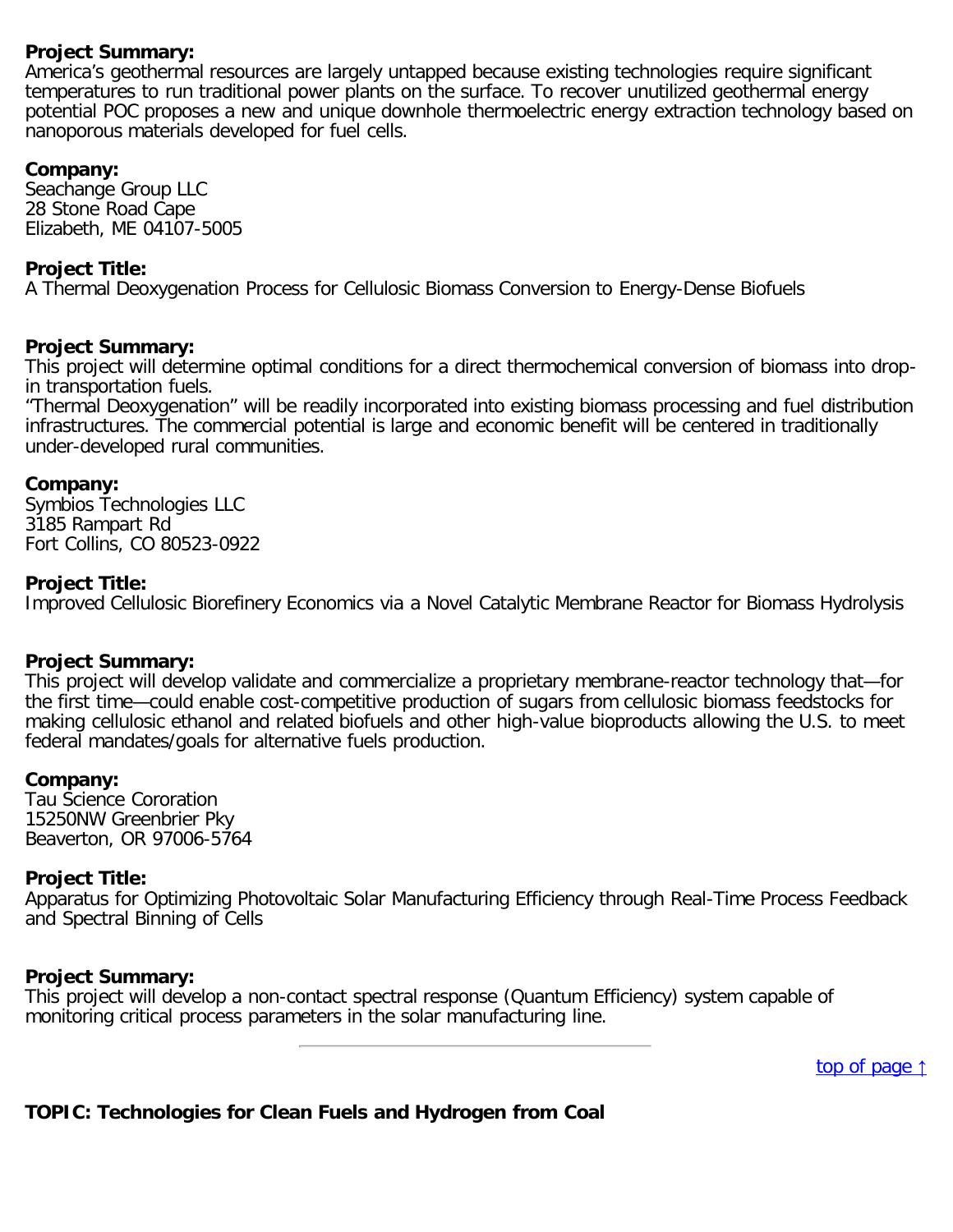**Project Summary:**
America's geothermal resources are largely untapped because existing technologies require significant temperatures to run traditional power plants on the surface. To recover unutilized geothermal energy potential POC proposes a new and unique downhole thermoelectric energy extraction technology based on nanoporous materials developed for fuel cells.

**Company:**
Seachange Group LLC
28 Stone Road Cape
Elizabeth, ME 04107-5005

**Project Title:**
A Thermal Deoxygenation Process for Cellulosic Biomass Conversion to Energy-Dense Biofuels

**Project Summary:**
This project will determine optimal conditions for a direct thermochemical conversion of biomass into drop-in transportation fuels.
"Thermal Deoxygenation" will be readily incorporated into existing biomass processing and fuel distribution infrastructures. The commercial potential is large and economic benefit will be centered in traditionally under-developed rural communities.

**Company:**
Symbios Technologies LLC
3185 Rampart Rd
Fort Collins, CO 80523-0922

**Project Title:**
Improved Cellulosic Biorefinery Economics via a Novel Catalytic Membrane Reactor for Biomass Hydrolysis

**Project Summary:**
This project will develop validate and commercialize a proprietary membrane-reactor technology that—for the first time—could enable cost-competitive production of sugars from cellulosic biomass feedstocks for making cellulosic ethanol and related biofuels and other high-value bioproducts allowing the U.S. to meet federal mandates/goals for alternative fuels production.

**Company:**
Tau Science Cororation
15250NW Greenbrier Pky
Beaverton, OR 97006-5764

**Project Title:**
Apparatus for Optimizing Photovoltaic Solar Manufacturing Efficiency through Real-Time Process Feedback and Spectral Binning of Cells

**Project Summary:**
This project will develop a non-contact spectral response (Quantum Efficiency) system capable of monitoring critical process parameters in the solar manufacturing line.

---

top of page ↑

**TOPIC: Technologies for Clean Fuels and Hydrogen from Coal**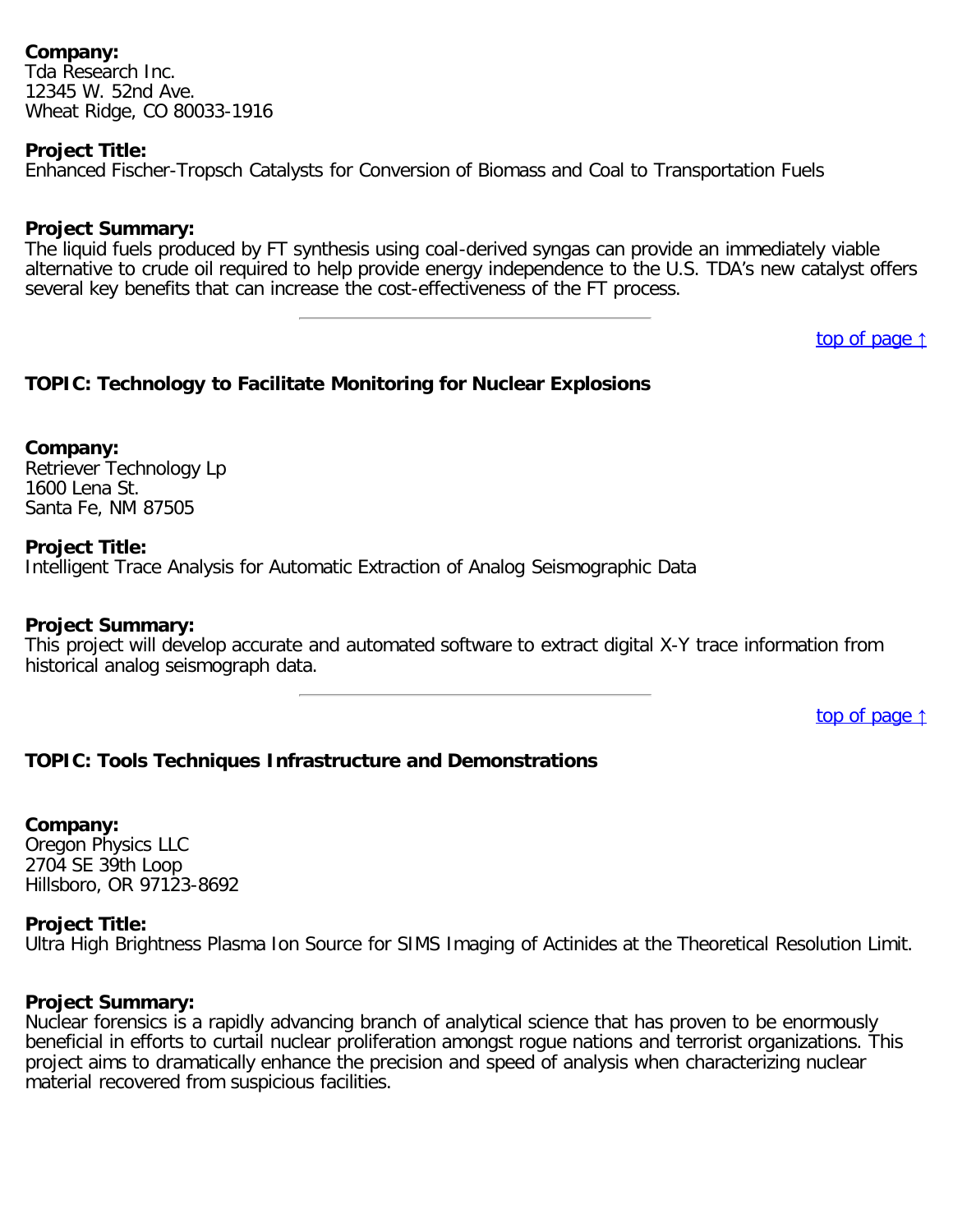**Company:**
Tda Research Inc.
12345 W. 52nd Ave.
Wheat Ridge, CO 80033-1916

**Project Title:**
Enhanced Fischer-Tropsch Catalysts for Conversion of Biomass and Coal to Transportation Fuels

**Project Summary:**
The liquid fuels produced by FT synthesis using coal-derived syngas can provide an immediately viable alternative to crude oil required to help provide energy independence to the U.S. TDA's new catalyst offers several key benefits that can increase the cost-effectiveness of the FT process.

---

top of page ↑

### TOPIC: Technology to Facilitate Monitoring for Nuclear Explosions

**Company:**
Retriever Technology Lp
1600 Lena St.
Santa Fe, NM 87505

**Project Title:**
Intelligent Trace Analysis for Automatic Extraction of Analog Seismographic Data

**Project Summary:**
This project will develop accurate and automated software to extract digital X-Y trace information from historical analog seismograph data.

---

top of page ↑

### TOPIC: Tools Techniques Infrastructure and Demonstrations

**Company:**
Oregon Physics LLC
2704 SE 39th Loop
Hillsboro, OR 97123-8692

**Project Title:**
Ultra High Brightness Plasma Ion Source for SIMS Imaging of Actinides at the Theoretical Resolution Limit.

**Project Summary:**
Nuclear forensics is a rapidly advancing branch of analytical science that has proven to be enormously beneficial in efforts to curtail nuclear proliferation amongst rogue nations and terrorist organizations. This project aims to dramatically enhance the precision and speed of analysis when characterizing nuclear material recovered from suspicious facilities.